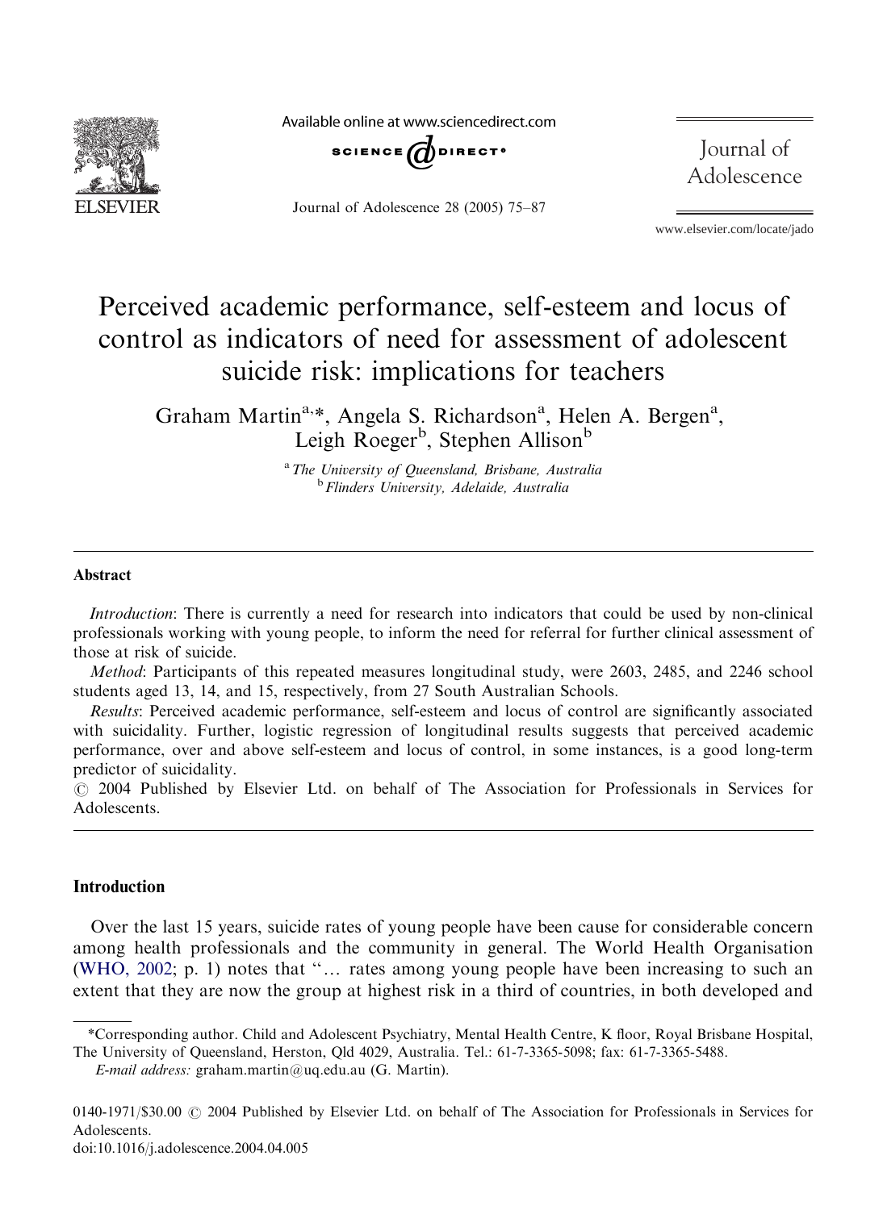# Perceived academic performance, self-esteem and locus of control as indicators of need for assessment of adolescent suicide risk: implications for teachers

Graham Martin[a,*], Angela S. Richardson[a], Helen A. Bergen[a], Leigh Roeger[b], Stephen Allison[b]

[a] *The University of Queensland, Brisbane, Australia*
[b] *Flinders University, Adelaide, Australia*

---

### Abstract

*Introduction*: There is currently a need for research into indicators that could be used by non-clinical professionals working with young people, to inform the need for referral for further clinical assessment of those at risk of suicide.

*Method*: Participants of this repeated measures longitudinal study, were 2603, 2485, and 2246 school students aged 13, 14, and 15, respectively, from 27 South Australian Schools.

*Results*: Perceived academic performance, self-esteem and locus of control are significantly associated with suicidality. Further, logistic regression of longitudinal results suggests that perceived academic performance, over and above self-esteem and locus of control, in some instances, is a good long-term predictor of suicidality.

© 2004 Published by Elsevier Ltd. on behalf of The Association for Professionals in Services for Adolescents.

---

## Introduction

Over the last 15 years, suicide rates of young people have been cause for considerable concern among health professionals and the community in general. The World Health Organisation (WHO, 2002; p. 1) notes that "... rates among young people have been increasing to such an extent that they are now the group at highest risk in a third of countries, in both developed and

---

*Corresponding author. Child and Adolescent Psychiatry, Mental Health Centre, K floor, Royal Brisbane Hospital, The University of Queensland, Herston, Qld 4029, Australia. Tel.: 61-7-3365-5098; fax: 61-7-3365-5488.

*E-mail address:* graham.martin@uq.edu.au (G. Martin).

0140-1971/$30.00 © 2004 Published by Elsevier Ltd. on behalf of The Association for Professionals in Services for Adolescents.
doi:10.1016/j.adolescence.2004.04.005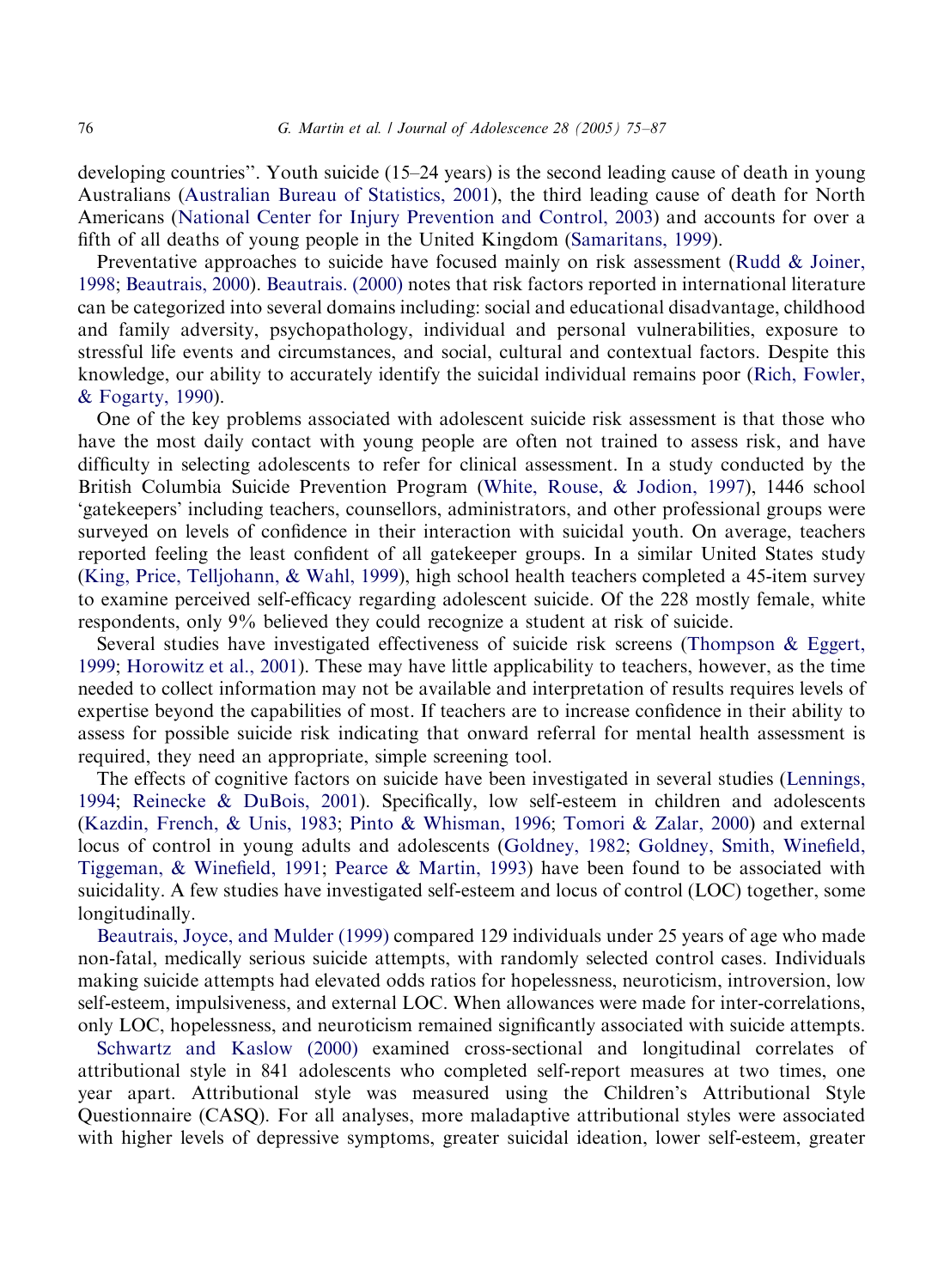developing countries". Youth suicide (15–24 years) is the second leading cause of death in young Australians (Australian Bureau of Statistics, 2001), the third leading cause of death for North Americans (National Center for Injury Prevention and Control, 2003) and accounts for over a fifth of all deaths of young people in the United Kingdom (Samaritans, 1999).

Preventative approaches to suicide have focused mainly on risk assessment (Rudd & Joiner, 1998; Beautrais, 2000). Beautrais. (2000) notes that risk factors reported in international literature can be categorized into several domains including: social and educational disadvantage, childhood and family adversity, psychopathology, individual and personal vulnerabilities, exposure to stressful life events and circumstances, and social, cultural and contextual factors. Despite this knowledge, our ability to accurately identify the suicidal individual remains poor (Rich, Fowler, & Fogarty, 1990).

One of the key problems associated with adolescent suicide risk assessment is that those who have the most daily contact with young people are often not trained to assess risk, and have difficulty in selecting adolescents to refer for clinical assessment. In a study conducted by the British Columbia Suicide Prevention Program (White, Rouse, & Jodion, 1997), 1446 school 'gatekeepers' including teachers, counsellors, administrators, and other professional groups were surveyed on levels of confidence in their interaction with suicidal youth. On average, teachers reported feeling the least confident of all gatekeeper groups. In a similar United States study (King, Price, Telljohann, & Wahl, 1999), high school health teachers completed a 45-item survey to examine perceived self-efficacy regarding adolescent suicide. Of the 228 mostly female, white respondents, only 9% believed they could recognize a student at risk of suicide.

Several studies have investigated effectiveness of suicide risk screens (Thompson & Eggert, 1999; Horowitz et al., 2001). These may have little applicability to teachers, however, as the time needed to collect information may not be available and interpretation of results requires levels of expertise beyond the capabilities of most. If teachers are to increase confidence in their ability to assess for possible suicide risk indicating that onward referral for mental health assessment is required, they need an appropriate, simple screening tool.

The effects of cognitive factors on suicide have been investigated in several studies (Lennings, 1994; Reinecke & DuBois, 2001). Specifically, low self-esteem in children and adolescents (Kazdin, French, & Unis, 1983; Pinto & Whisman, 1996; Tomori & Zalar, 2000) and external locus of control in young adults and adolescents (Goldney, 1982; Goldney, Smith, Winefield, Tiggeman, & Winefield, 1991; Pearce & Martin, 1993) have been found to be associated with suicidality. A few studies have investigated self-esteem and locus of control (LOC) together, some longitudinally.

Beautrais, Joyce, and Mulder (1999) compared 129 individuals under 25 years of age who made non-fatal, medically serious suicide attempts, with randomly selected control cases. Individuals making suicide attempts had elevated odds ratios for hopelessness, neuroticism, introversion, low self-esteem, impulsiveness, and external LOC. When allowances were made for inter-correlations, only LOC, hopelessness, and neuroticism remained significantly associated with suicide attempts.

Schwartz and Kaslow (2000) examined cross-sectional and longitudinal correlates of attributional style in 841 adolescents who completed self-report measures at two times, one year apart. Attributional style was measured using the Children's Attributional Style Questionnaire (CASQ). For all analyses, more maladaptive attributional styles were associated with higher levels of depressive symptoms, greater suicidal ideation, lower self-esteem, greater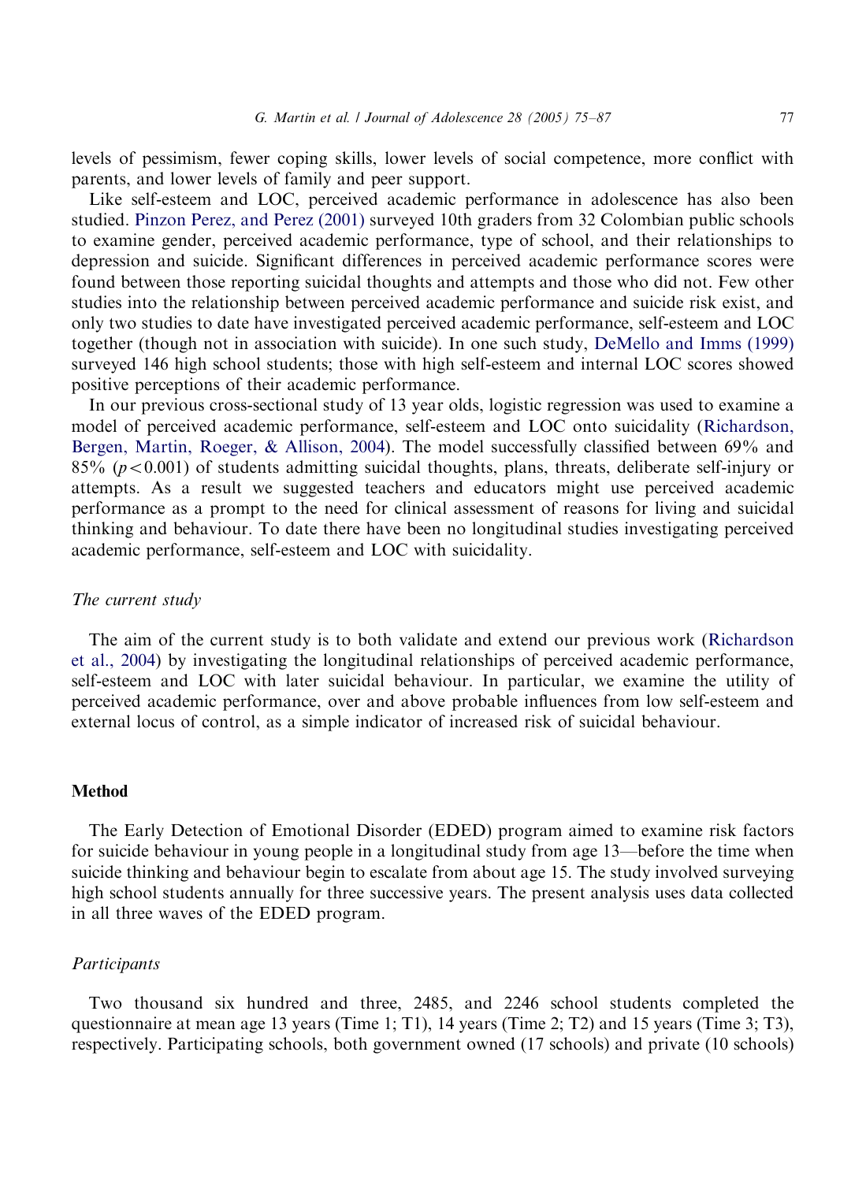levels of pessimism, fewer coping skills, lower levels of social competence, more conflict with parents, and lower levels of family and peer support.

Like self-esteem and LOC, perceived academic performance in adolescence has also been studied. Pinzon Perez, and Perez (2001) surveyed 10th graders from 32 Colombian public schools to examine gender, perceived academic performance, type of school, and their relationships to depression and suicide. Significant differences in perceived academic performance scores were found between those reporting suicidal thoughts and attempts and those who did not. Few other studies into the relationship between perceived academic performance and suicide risk exist, and only two studies to date have investigated perceived academic performance, self-esteem and LOC together (though not in association with suicide). In one such study, DeMello and Imms (1999) surveyed 146 high school students; those with high self-esteem and internal LOC scores showed positive perceptions of their academic performance.

In our previous cross-sectional study of 13 year olds, logistic regression was used to examine a model of perceived academic performance, self-esteem and LOC onto suicidality (Richardson, Bergen, Martin, Roeger, & Allison, 2004). The model successfully classified between 69% and 85% ($p<0.001$) of students admitting suicidal thoughts, plans, threats, deliberate self-injury or attempts. As a result we suggested teachers and educators might use perceived academic performance as a prompt to the need for clinical assessment of reasons for living and suicidal thinking and behaviour. To date there have been no longitudinal studies investigating perceived academic performance, self-esteem and LOC with suicidality.

### *The current study*

The aim of the current study is to both validate and extend our previous work (Richardson et al., 2004) by investigating the longitudinal relationships of perceived academic performance, self-esteem and LOC with later suicidal behaviour. In particular, we examine the utility of perceived academic performance, over and above probable influences from low self-esteem and external locus of control, as a simple indicator of increased risk of suicidal behaviour.

## Method

The Early Detection of Emotional Disorder (EDED) program aimed to examine risk factors for suicide behaviour in young people in a longitudinal study from age 13—before the time when suicide thinking and behaviour begin to escalate from about age 15. The study involved surveying high school students annually for three successive years. The present analysis uses data collected in all three waves of the EDED program.

### *Participants*

Two thousand six hundred and three, 2485, and 2246 school students completed the questionnaire at mean age 13 years (Time 1; T1), 14 years (Time 2; T2) and 15 years (Time 3; T3), respectively. Participating schools, both government owned (17 schools) and private (10 schools)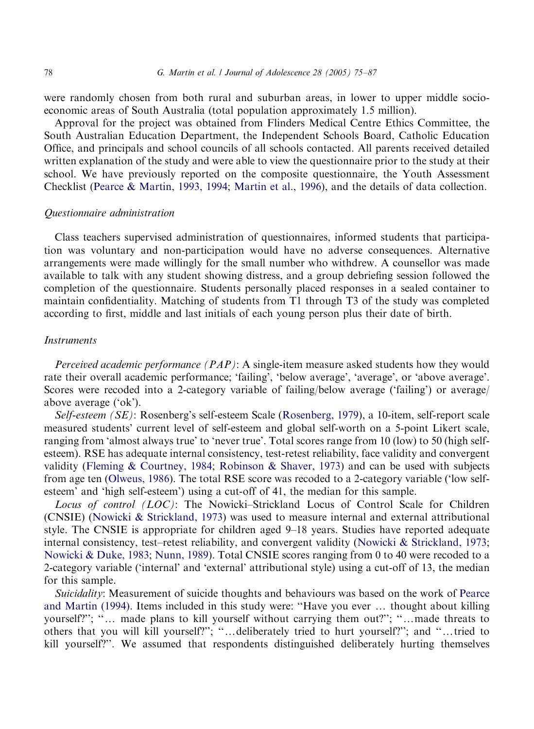were randomly chosen from both rural and suburban areas, in lower to upper middle socio-economic areas of South Australia (total population approximately 1.5 million).

Approval for the project was obtained from Flinders Medical Centre Ethics Committee, the South Australian Education Department, the Independent Schools Board, Catholic Education Office, and principals and school councils of all schools contacted. All parents received detailed written explanation of the study and were able to view the questionnaire prior to the study at their school. We have previously reported on the composite questionnaire, the Youth Assessment Checklist (Pearce & Martin, 1993, 1994; Martin et al., 1996), and the details of data collection.

### *Questionnaire administration*

Class teachers supervised administration of questionnaires, informed students that participation was voluntary and non-participation would have no adverse consequences. Alternative arrangements were made willingly for the small number who withdrew. A counsellor was made available to talk with any student showing distress, and a group debriefing session followed the completion of the questionnaire. Students personally placed responses in a sealed container to maintain confidentiality. Matching of students from T1 through T3 of the study was completed according to first, middle and last initials of each young person plus their date of birth.

### *Instruments*

*Perceived academic performance (PAP)*: A single-item measure asked students how they would rate their overall academic performance; 'failing', 'below average', 'average', or 'above average'. Scores were recoded into a 2-category variable of failing/below average ('failing') or average/above average ('ok').

*Self-esteem (SE)*: Rosenberg's self-esteem Scale (Rosenberg, 1979), a 10-item, self-report scale measured students' current level of self-esteem and global self-worth on a 5-point Likert scale, ranging from 'almost always true' to 'never true'. Total scores range from 10 (low) to 50 (high self-esteem). RSE has adequate internal consistency, test-retest reliability, face validity and convergent validity (Fleming & Courtney, 1984; Robinson & Shaver, 1973) and can be used with subjects from age ten (Olweus, 1986). The total RSE score was recoded to a 2-category variable ('low self-esteem' and 'high self-esteem') using a cut-off of 41, the median for this sample.

*Locus of control (LOC)*: The Nowicki–Strickland Locus of Control Scale for Children (CNSIE) (Nowicki & Strickland, 1973) was used to measure internal and external attributional style. The CNSIE is appropriate for children aged 9–18 years. Studies have reported adequate internal consistency, test–retest reliability, and convergent validity (Nowicki & Strickland, 1973; Nowicki & Duke, 1983; Nunn, 1989). Total CNSIE scores ranging from 0 to 40 were recoded to a 2-category variable ('internal' and 'external' attributional style) using a cut-off of 13, the median for this sample.

*Suicidality*: Measurement of suicide thoughts and behaviours was based on the work of Pearce and Martin (1994). Items included in this study were: "Have you ever … thought about killing yourself?"; "… made plans to kill yourself without carrying them out?"; "…made threats to others that you will kill yourself?"; "…deliberately tried to hurt yourself?"; and "…tried to kill yourself?". We assumed that respondents distinguished deliberately hurting themselves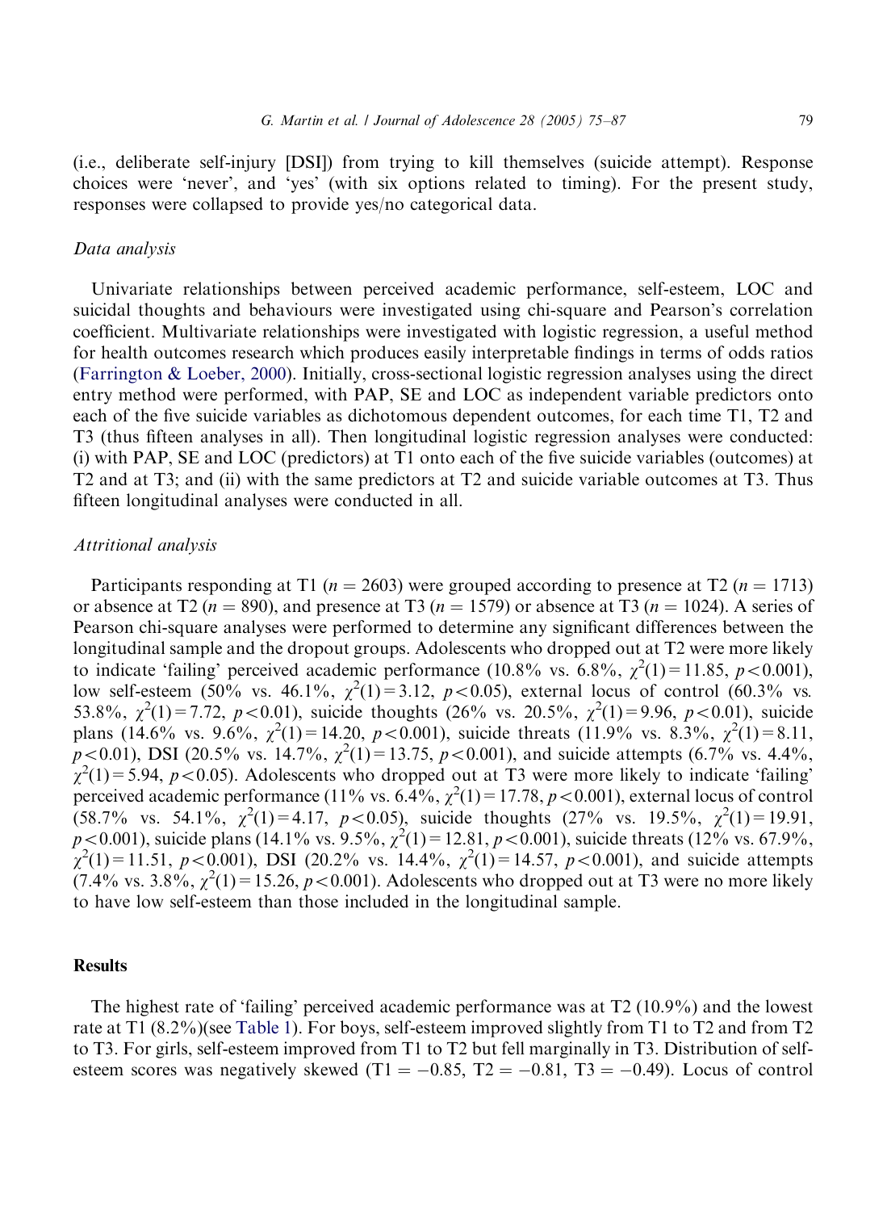(i.e., deliberate self-injury [DSI]) from trying to kill themselves (suicide attempt). Response choices were 'never', and 'yes' (with six options related to timing). For the present study, responses were collapsed to provide yes/no categorical data.

### *Data analysis*

Univariate relationships between perceived academic performance, self-esteem, LOC and suicidal thoughts and behaviours were investigated using chi-square and Pearson's correlation coefficient. Multivariate relationships were investigated with logistic regression, a useful method for health outcomes research which produces easily interpretable findings in terms of odds ratios (Farrington & Loeber, 2000). Initially, cross-sectional logistic regression analyses using the direct entry method were performed, with PAP, SE and LOC as independent variable predictors onto each of the five suicide variables as dichotomous dependent outcomes, for each time T1, T2 and T3 (thus fifteen analyses in all). Then longitudinal logistic regression analyses were conducted: (i) with PAP, SE and LOC (predictors) at T1 onto each of the five suicide variables (outcomes) at T2 and at T3; and (ii) with the same predictors at T2 and suicide variable outcomes at T3. Thus fifteen longitudinal analyses were conducted in all.

### *Attritional analysis*

Participants responding at T1 ($n = 2603$) were grouped according to presence at T2 ($n = 1713$) or absence at T2 ($n = 890$), and presence at T3 ($n = 1579$) or absence at T3 ($n = 1024$). A series of Pearson chi-square analyses were performed to determine any significant differences between the longitudinal sample and the dropout groups. Adolescents who dropped out at T2 were more likely to indicate 'failing' perceived academic performance (10.8% vs. 6.8%, $\chi^2(1) = 11.85$, $p < 0.001$), low self-esteem (50% vs. 46.1%, $\chi^2(1) = 3.12$, $p < 0.05$), external locus of control (60.3% vs. 53.8%, $\chi^2(1) = 7.72$, $p < 0.01$), suicide thoughts (26% vs. 20.5%, $\chi^2(1) = 9.96$, $p < 0.01$), suicide plans (14.6% vs. 9.6%, $\chi^2(1) = 14.20$, $p < 0.001$), suicide threats (11.9% vs. 8.3%, $\chi^2(1) = 8.11$, $p < 0.01$), DSI (20.5% vs. 14.7%, $\chi^2(1) = 13.75$, $p < 0.001$), and suicide attempts (6.7% vs. 4.4%, $\chi^2(1) = 5.94$, $p < 0.05$). Adolescents who dropped out at T3 were more likely to indicate 'failing' perceived academic performance (11% vs. 6.4%, $\chi^2(1) = 17.78$, $p < 0.001$), external locus of control (58.7% vs. 54.1%, $\chi^2(1) = 4.17$, $p < 0.05$), suicide thoughts (27% vs. 19.5%, $\chi^2(1) = 19.91$, $p < 0.001$), suicide plans (14.1% vs. 9.5%, $\chi^2(1) = 12.81$, $p < 0.001$), suicide threats (12% vs. 67.9%, $\chi^2(1) = 11.51$, $p < 0.001$), DSI (20.2% vs. 14.4%, $\chi^2(1) = 14.57$, $p < 0.001$), and suicide attempts (7.4% vs. 3.8%, $\chi^2(1) = 15.26$, $p < 0.001$). Adolescents who dropped out at T3 were no more likely to have low self-esteem than those included in the longitudinal sample.

## Results

The highest rate of 'failing' perceived academic performance was at T2 (10.9%) and the lowest rate at T1 (8.2%)(see Table 1). For boys, self-esteem improved slightly from T1 to T2 and from T2 to T3. For girls, self-esteem improved from T1 to T2 but fell marginally in T3. Distribution of self-esteem scores was negatively skewed (T1 = $-0.85$, T2 = $-0.81$, T3 = $-0.49$). Locus of control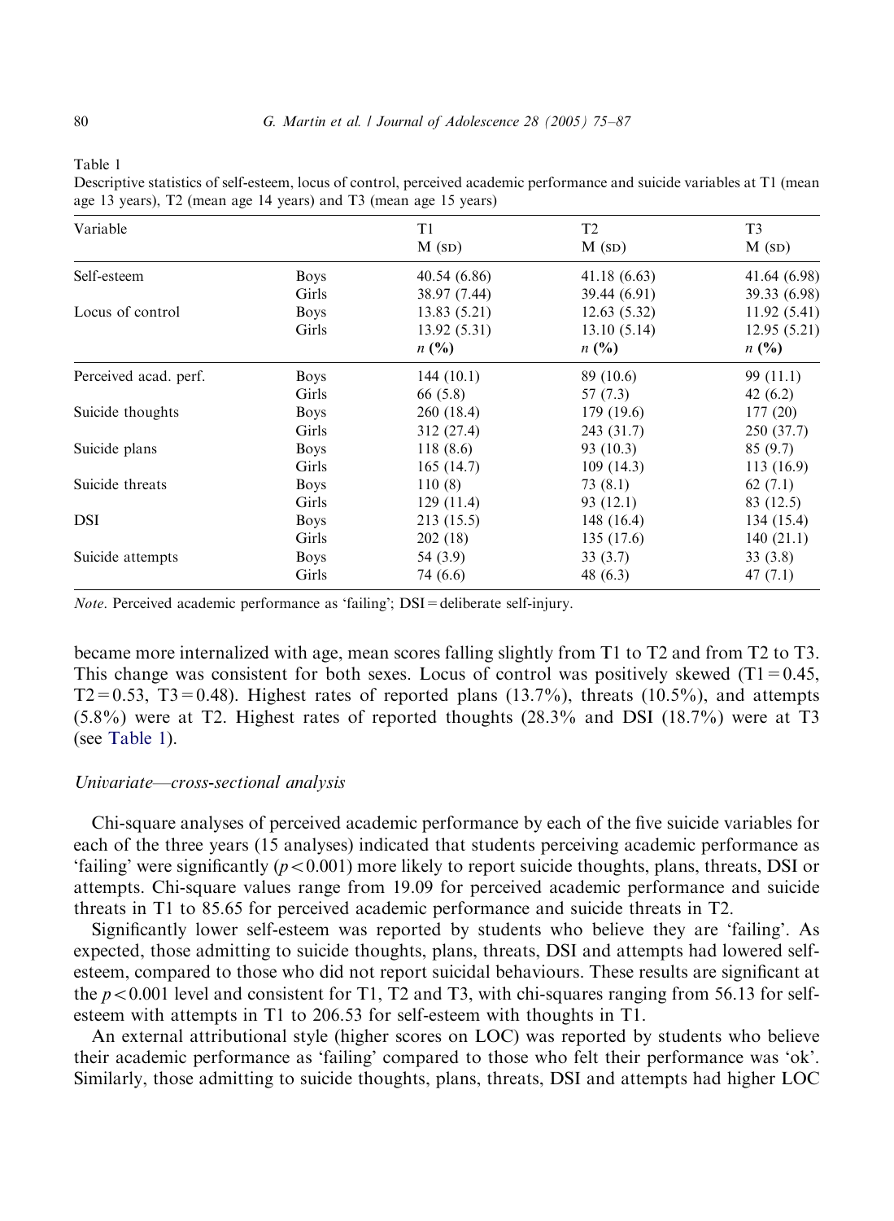Table 1
Descriptive statistics of self-esteem, locus of control, perceived academic performance and suicide variables at T1 (mean age 13 years), T2 (mean age 14 years) and T3 (mean age 15 years)

| Variable | | T1 | T2 | T3 |
|---|---|---|---|---|
| | | M (SD) | M (SD) | M (SD) |
| Self-esteem | Boys | 40.54 (6.86) | 41.18 (6.63) | 41.64 (6.98) |
| | Girls | 38.97 (7.44) | 39.44 (6.91) | 39.33 (6.98) |
| Locus of control | Boys | 13.83 (5.21) | 12.63 (5.32) | 11.92 (5.41) |
| | Girls | 13.92 (5.31) | 13.10 (5.14) | 12.95 (5.21) |
| | | *n* (%) | *n* (%) | *n* (%) |
| Perceived acad. perf. | Boys | 144 (10.1) | 89 (10.6) | 99 (11.1) |
| | Girls | 66 (5.8) | 57 (7.3) | 42 (6.2) |
| Suicide thoughts | Boys | 260 (18.4) | 179 (19.6) | 177 (20) |
| | Girls | 312 (27.4) | 243 (31.7) | 250 (37.7) |
| Suicide plans | Boys | 118 (8.6) | 93 (10.3) | 85 (9.7) |
| | Girls | 165 (14.7) | 109 (14.3) | 113 (16.9) |
| Suicide threats | Boys | 110 (8) | 73 (8.1) | 62 (7.1) |
| | Girls | 129 (11.4) | 93 (12.1) | 83 (12.5) |
| DSI | Boys | 213 (15.5) | 148 (16.4) | 134 (15.4) |
| | Girls | 202 (18) | 135 (17.6) | 140 (21.1) |
| Suicide attempts | Boys | 54 (3.9) | 33 (3.7) | 33 (3.8) |
| | Girls | 74 (6.6) | 48 (6.3) | 47 (7.1) |

*Note*. Perceived academic performance as 'failing'; DSI = deliberate self-injury.

became more internalized with age, mean scores falling slightly from T1 to T2 and from T2 to T3. This change was consistent for both sexes. Locus of control was positively skewed (T1 = 0.45, T2 = 0.53, T3 = 0.48). Highest rates of reported plans (13.7%), threats (10.5%), and attempts (5.8%) were at T2. Highest rates of reported thoughts (28.3% and DSI (18.7%) were at T3 (see Table 1).

### *Univariate—cross-sectional analysis*

Chi-square analyses of perceived academic performance by each of the five suicide variables for each of the three years (15 analyses) indicated that students perceiving academic performance as 'failing' were significantly ($p < 0.001$) more likely to report suicide thoughts, plans, threats, DSI or attempts. Chi-square values range from 19.09 for perceived academic performance and suicide threats in T1 to 85.65 for perceived academic performance and suicide threats in T2.

Significantly lower self-esteem was reported by students who believe they are 'failing'. As expected, those admitting to suicide thoughts, plans, threats, DSI and attempts had lowered self-esteem, compared to those who did not report suicidal behaviours. These results are significant at the $p < 0.001$ level and consistent for T1, T2 and T3, with chi-squares ranging from 56.13 for self-esteem with attempts in T1 to 206.53 for self-esteem with thoughts in T1.

An external attributional style (higher scores on LOC) was reported by students who believe their academic performance as 'failing' compared to those who felt their performance was 'ok'. Similarly, those admitting to suicide thoughts, plans, threats, DSI and attempts had higher LOC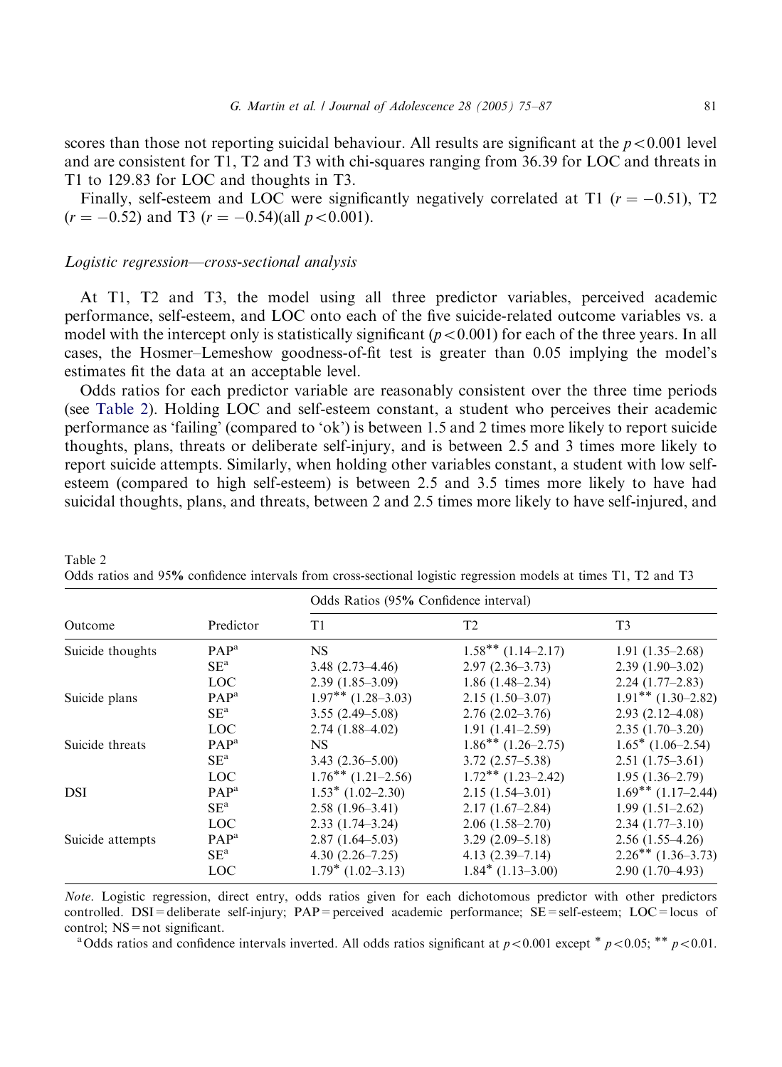scores than those not reporting suicidal behaviour. All results are significant at the $p < 0.001$ level and are consistent for T1, T2 and T3 with chi-squares ranging from 36.39 for LOC and threats in T1 to 129.83 for LOC and thoughts in T3.

Finally, self-esteem and LOC were significantly negatively correlated at T1 ($r = -0.51$), T2 ($r = -0.52$) and T3 ($r = -0.54$)(all $p < 0.001$).

### *Logistic regression—cross-sectional analysis*

At T1, T2 and T3, the model using all three predictor variables, perceived academic performance, self-esteem, and LOC onto each of the five suicide-related outcome variables vs. a model with the intercept only is statistically significant ($p < 0.001$) for each of the three years. In all cases, the Hosmer–Lemeshow goodness-of-fit test is greater than 0.05 implying the model's estimates fit the data at an acceptable level.

Odds ratios for each predictor variable are reasonably consistent over the three time periods (see Table 2). Holding LOC and self-esteem constant, a student who perceives their academic performance as 'failing' (compared to 'ok') is between 1.5 and 2 times more likely to report suicide thoughts, plans, threats or deliberate self-injury, and is between 2.5 and 3 times more likely to report suicide attempts. Similarly, when holding other variables constant, a student with low self-esteem (compared to high self-esteem) is between 2.5 and 3.5 times more likely to have had suicidal thoughts, plans, and threats, between 2 and 2.5 times more likely to have self-injured, and

Table 2
Odds ratios and 95% confidence intervals from cross-sectional logistic regression models at times T1, T2 and T3

| Outcome | Predictor | Odds Ratios (95% Confidence interval) | | |
|---|---|---|---|---|
| | | T1 | T2 | T3 |
| Suicide thoughts | PAP[a] | NS | 1.58** (1.14–2.17) | 1.91 (1.35–2.68) |
| | SE[a] | 3.48 (2.73–4.46) | 2.97 (2.36–3.73) | 2.39 (1.90–3.02) |
| | LOC | 2.39 (1.85–3.09) | 1.86 (1.48–2.34) | 2.24 (1.77–2.83) |
| Suicide plans | PAP[a] | 1.97** (1.28–3.03) | 2.15 (1.50–3.07) | 1.91** (1.30–2.82) |
| | SE[a] | 3.55 (2.49–5.08) | 2.76 (2.02–3.76) | 2.93 (2.12–4.08) |
| | LOC | 2.74 (1.88–4.02) | 1.91 (1.41–2.59) | 2.35 (1.70–3.20) |
| Suicide threats | PAP[a] | NS | 1.86** (1.26–2.75) | 1.65* (1.06–2.54) |
| | SE[a] | 3.43 (2.36–5.00) | 3.72 (2.57–5.38) | 2.51 (1.75–3.61) |
| | LOC | 1.76** (1.21–2.56) | 1.72** (1.23–2.42) | 1.95 (1.36–2.79) |
| DSI | PAP[a] | 1.53* (1.02–2.30) | 2.15 (1.54–3.01) | 1.69** (1.17–2.44) |
| | SE[a] | 2.58 (1.96–3.41) | 2.17 (1.67–2.84) | 1.99 (1.51–2.62) |
| | LOC | 2.33 (1.74–3.24) | 2.06 (1.58–2.70) | 2.34 (1.77–3.10) |
| Suicide attempts | PAP[a] | 2.87 (1.64–5.03) | 3.29 (2.09–5.18) | 2.56 (1.55–4.26) |
| | SE[a] | 4.30 (2.26–7.25) | 4.13 (2.39–7.14) | 2.26** (1.36–3.73) |
| | LOC | 1.79* (1.02–3.13) | 1.84* (1.13–3.00) | 2.90 (1.70–4.93) |

*Note*. Logistic regression, direct entry, odds ratios given for each dichotomous predictor with other predictors controlled. DSI = deliberate self-injury; PAP = perceived academic performance; SE = self-esteem; LOC = locus of control; NS = not significant.

[a] Odds ratios and confidence intervals inverted. All odds ratios significant at $p < 0.001$ except * $p < 0.05$; ** $p < 0.01$.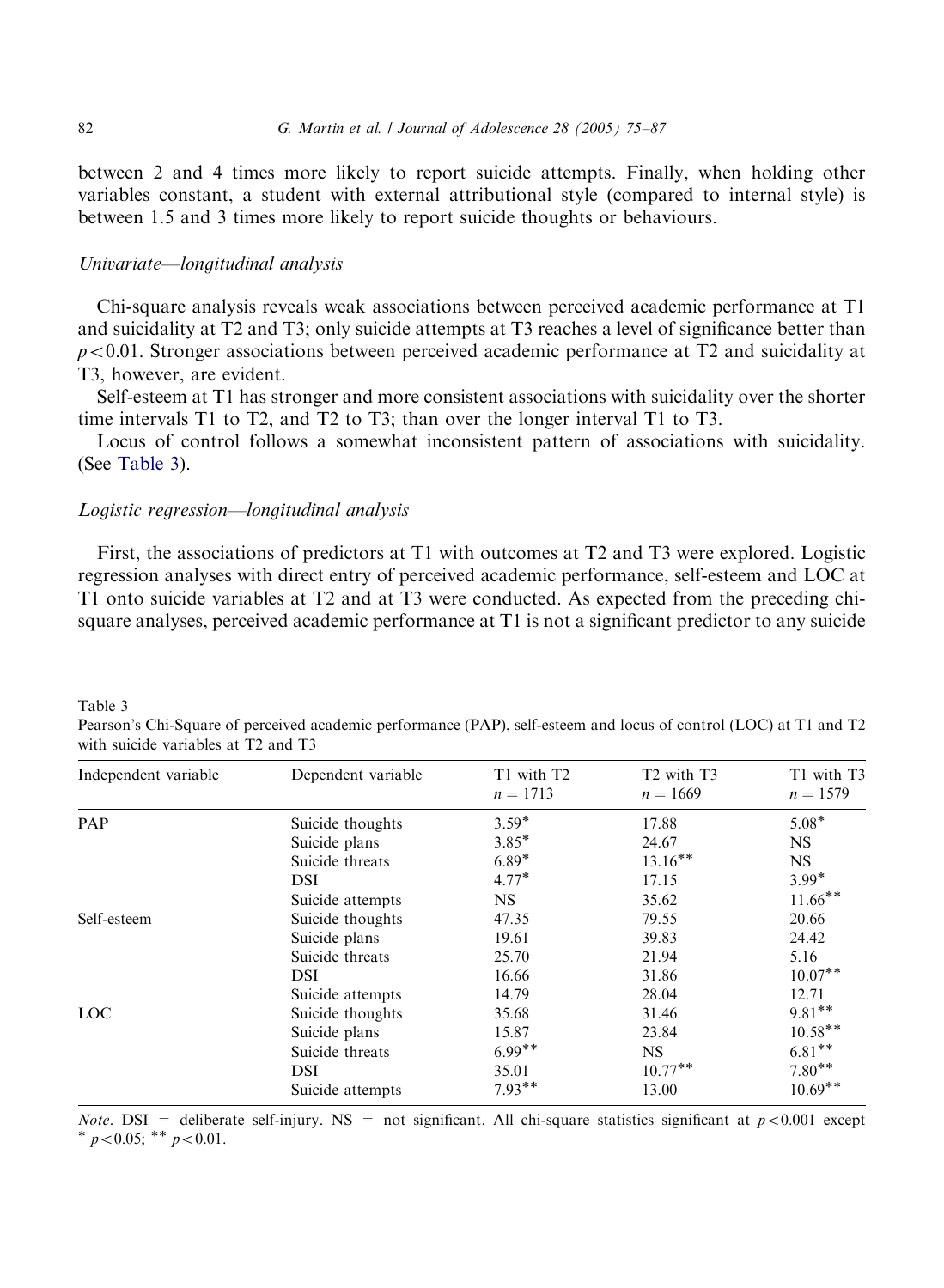between 2 and 4 times more likely to report suicide attempts. Finally, when holding other variables constant, a student with external attributional style (compared to internal style) is between 1.5 and 3 times more likely to report suicide thoughts or behaviours.

### *Univariate—longitudinal analysis*

Chi-square analysis reveals weak associations between perceived academic performance at T1 and suicidality at T2 and T3; only suicide attempts at T3 reaches a level of significance better than $p<0.01$. Stronger associations between perceived academic performance at T2 and suicidality at T3, however, are evident.

Self-esteem at T1 has stronger and more consistent associations with suicidality over the shorter time intervals T1 to T2, and T2 to T3; than over the longer interval T1 to T3.

Locus of control follows a somewhat inconsistent pattern of associations with suicidality. (See Table 3).

### *Logistic regression—longitudinal analysis*

First, the associations of predictors at T1 with outcomes at T2 and T3 were explored. Logistic regression analyses with direct entry of perceived academic performance, self-esteem and LOC at T1 onto suicide variables at T2 and at T3 were conducted. As expected from the preceding chi-square analyses, perceived academic performance at T1 is not a significant predictor to any suicide

Table 3
Pearson's Chi-Square of perceived academic performance (PAP), self-esteem and locus of control (LOC) at T1 and T2 with suicide variables at T2 and T3

| Independent variable | Dependent variable | T1 with T2 $n=1713$ | T2 with T3 $n=1669$ | T1 with T3 $n=1579$ |
|---|---|---|---|---|
| PAP | Suicide thoughts | 3.59* | 17.88 | 5.08* |
| | Suicide plans | 3.85* | 24.67 | NS |
| | Suicide threats | 6.89* | 13.16** | NS |
| | DSI | 4.77* | 17.15 | 3.99* |
| | Suicide attempts | NS | 35.62 | 11.66** |
| Self-esteem | Suicide thoughts | 47.35 | 79.55 | 20.66 |
| | Suicide plans | 19.61 | 39.83 | 24.42 |
| | Suicide threats | 25.70 | 21.94 | 5.16 |
| | DSI | 16.66 | 31.86 | 10.07** |
| | Suicide attempts | 14.79 | 28.04 | 12.71 |
| LOC | Suicide thoughts | 35.68 | 31.46 | 9.81** |
| | Suicide plans | 15.87 | 23.84 | 10.58** |
| | Suicide threats | 6.99** | NS | 6.81** |
| | DSI | 35.01 | 10.77** | 7.80** |
| | Suicide attempts | 7.93** | 13.00 | 10.69** |

*Note*. DSI = deliberate self-injury. NS = not significant. All chi-square statistics significant at $p<0.001$ except * $p<0.05$; ** $p<0.01$.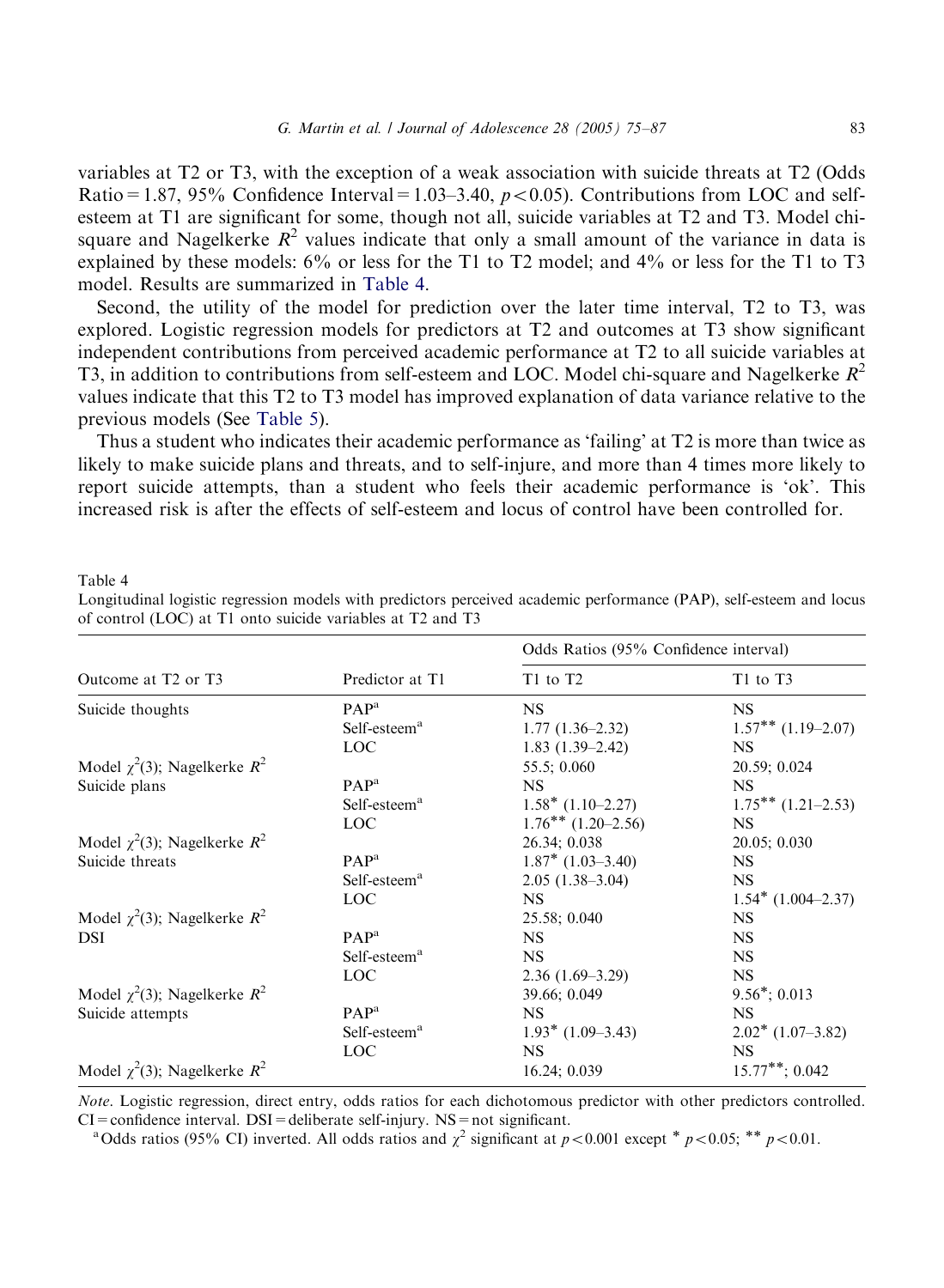variables at T2 or T3, with the exception of a weak association with suicide threats at T2 (Odds Ratio = 1.87, 95% Confidence Interval = 1.03–3.40, $p < 0.05$). Contributions from LOC and self-esteem at T1 are significant for some, though not all, suicide variables at T2 and T3. Model chi-square and Nagelkerke $R^2$ values indicate that only a small amount of the variance in data is explained by these models: 6% or less for the T1 to T2 model; and 4% or less for the T1 to T3 model. Results are summarized in Table 4.

Second, the utility of the model for prediction over the later time interval, T2 to T3, was explored. Logistic regression models for predictors at T2 and outcomes at T3 show significant independent contributions from perceived academic performance at T2 to all suicide variables at T3, in addition to contributions from self-esteem and LOC. Model chi-square and Nagelkerke $R^2$ values indicate that this T2 to T3 model has improved explanation of data variance relative to the previous models (See Table 5).

Thus a student who indicates their academic performance as 'failing' at T2 is more than twice as likely to make suicide plans and threats, and to self-injure, and more than 4 times more likely to report suicide attempts, than a student who feels their academic performance is 'ok'. This increased risk is after the effects of self-esteem and locus of control have been controlled for.

Table 4
Longitudinal logistic regression models with predictors perceived academic performance (PAP), self-esteem and locus of control (LOC) at T1 onto suicide variables at T2 and T3

| Outcome at T2 or T3 | Predictor at T1 | Odds Ratios (95% Confidence interval) | |
|---|---|---|---|
| | | T1 to T2 | T1 to T3 |
| Suicide thoughts | PAP[a] | NS | NS |
| | Self-esteem[a] | 1.77 (1.36–2.32) | 1.57** (1.19–2.07) |
| | LOC | 1.83 (1.39–2.42) | NS |
| Model $\chi^2(3)$; Nagelkerke $R^2$ | | 55.5; 0.060 | 20.59; 0.024 |
| Suicide plans | PAP[a] | NS | NS |
| | Self-esteem[a] | 1.58* (1.10–2.27) | 1.75** (1.21–2.53) |
| | LOC | 1.76** (1.20–2.56) | NS |
| Model $\chi^2(3)$; Nagelkerke $R^2$ | | 26.34; 0.038 | 20.05; 0.030 |
| Suicide threats | PAP[a] | 1.87* (1.03–3.40) | NS |
| | Self-esteem[a] | 2.05 (1.38–3.04) | NS |
| | LOC | NS | 1.54* (1.004–2.37) |
| Model $\chi^2(3)$; Nagelkerke $R^2$ | | 25.58; 0.040 | NS |
| DSI | PAP[a] | NS | NS |
| | Self-esteem[a] | NS | NS |
| | LOC | 2.36 (1.69–3.29) | NS |
| Model $\chi^2(3)$; Nagelkerke $R^2$ | | 39.66; 0.049 | 9.56*; 0.013 |
| Suicide attempts | PAP[a] | NS | NS |
| | Self-esteem[a] | 1.93* (1.09–3.43) | 2.02* (1.07–3.82) |
| | LOC | NS | NS |
| Model $\chi^2(3)$; Nagelkerke $R^2$ | | 16.24; 0.039 | 15.77**; 0.042 |

*Note*. Logistic regression, direct entry, odds ratios for each dichotomous predictor with other predictors controlled. CI = confidence interval. DSI = deliberate self-injury. NS = not significant.

[a] Odds ratios (95% CI) inverted. All odds ratios and $\chi^2$ significant at $p < 0.001$ except * $p < 0.05$; ** $p < 0.01$.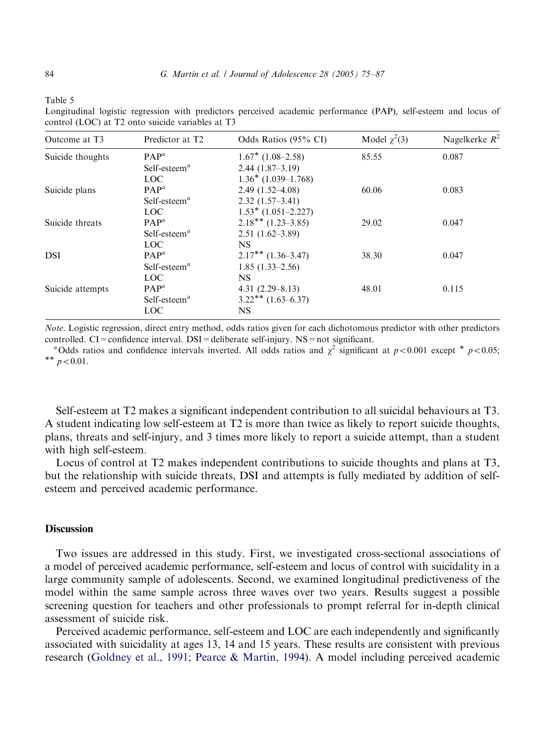Table 5
Longitudinal logistic regression with predictors perceived academic performance (PAP), self-esteem and locus of control (LOC) at T2 onto suicide variables at T3

| Outcome at T3 | Predictor at T2 | Odds Ratios (95% CI) | Model $\chi^2(3)$ | Nagelkerke $R^2$ |
|---|---|---|---|---|
| Suicide thoughts | PAP[a] | 1.67* (1.08–2.58) | 85.55 | 0.087 |
| | Self-esteem[a] | 2.44 (1.87–3.19) | | |
| | LOC | 1.36* (1.039–1.768) | | |
| Suicide plans | PAP[a] | 2.49 (1.52–4.08) | 60.06 | 0.083 |
| | Self-esteem[a] | 2.32 (1.57–3.41) | | |
| | LOC | 1.53* (1.051–2.227) | | |
| Suicide threats | PAP[a] | 2.18** (1.23–3.85) | 29.02 | 0.047 |
| | Self-esteem[a] | 2.51 (1.62–3.89) | | |
| | LOC | NS | | |
| DSI | PAP[a] | 2.17** (1.36–3.47) | 38.30 | 0.047 |
| | Self-esteem[a] | 1.85 (1.33–2.56) | | |
| | LOC | NS | | |
| Suicide attempts | PAP[a] | 4.31 (2.29–8.13) | 48.01 | 0.115 |
| | Self-esteem[a] | 3.22** (1.63–6.37) | | |
| | LOC | NS | | |

*Note*. Logistic regression, direct entry method, odds ratios given for each dichotomous predictor with other predictors controlled. CI = confidence interval. DSI = deliberate self-injury. NS = not significant.

[a] Odds ratios and confidence intervals inverted. All odds ratios and $\chi^2$ significant at $p<0.001$ except * $p<0.05$; ** $p<0.01$.

Self-esteem at T2 makes a significant independent contribution to all suicidal behaviours at T3. A student indicating low self-esteem at T2 is more than twice as likely to report suicide thoughts, plans, threats and self-injury, and 3 times more likely to report a suicide attempt, than a student with high self-esteem.

Locus of control at T2 makes independent contributions to suicide thoughts and plans at T3, but the relationship with suicide threats, DSI and attempts is fully mediated by addition of self-esteem and perceived academic performance.

## Discussion

Two issues are addressed in this study. First, we investigated cross-sectional associations of a model of perceived academic performance, self-esteem and locus of control with suicidality in a large community sample of adolescents. Second, we examined longitudinal predictiveness of the model within the same sample across three waves over two years. Results suggest a possible screening question for teachers and other professionals to prompt referral for in-depth clinical assessment of suicide risk.

Perceived academic performance, self-esteem and LOC are each independently and significantly associated with suicidality at ages 13, 14 and 15 years. These results are consistent with previous research (Goldney et al., 1991; Pearce & Martin, 1994). A model including perceived academic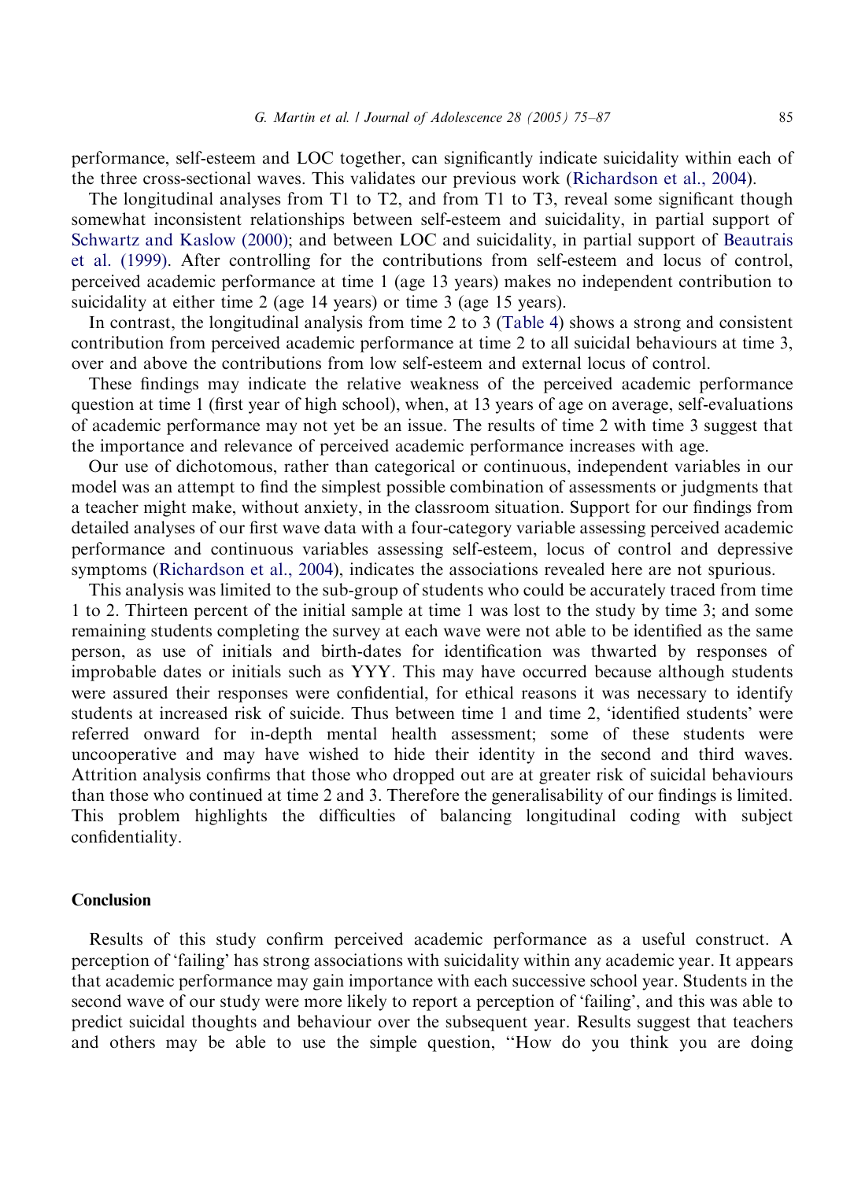performance, self-esteem and LOC together, can significantly indicate suicidality within each of the three cross-sectional waves. This validates our previous work (Richardson et al., 2004).

The longitudinal analyses from T1 to T2, and from T1 to T3, reveal some significant though somewhat inconsistent relationships between self-esteem and suicidality, in partial support of Schwartz and Kaslow (2000); and between LOC and suicidality, in partial support of Beautrais et al. (1999). After controlling for the contributions from self-esteem and locus of control, perceived academic performance at time 1 (age 13 years) makes no independent contribution to suicidality at either time 2 (age 14 years) or time 3 (age 15 years).

In contrast, the longitudinal analysis from time 2 to 3 (Table 4) shows a strong and consistent contribution from perceived academic performance at time 2 to all suicidal behaviours at time 3, over and above the contributions from low self-esteem and external locus of control.

These findings may indicate the relative weakness of the perceived academic performance question at time 1 (first year of high school), when, at 13 years of age on average, self-evaluations of academic performance may not yet be an issue. The results of time 2 with time 3 suggest that the importance and relevance of perceived academic performance increases with age.

Our use of dichotomous, rather than categorical or continuous, independent variables in our model was an attempt to find the simplest possible combination of assessments or judgments that a teacher might make, without anxiety, in the classroom situation. Support for our findings from detailed analyses of our first wave data with a four-category variable assessing perceived academic performance and continuous variables assessing self-esteem, locus of control and depressive symptoms (Richardson et al., 2004), indicates the associations revealed here are not spurious.

This analysis was limited to the sub-group of students who could be accurately traced from time 1 to 2. Thirteen percent of the initial sample at time 1 was lost to the study by time 3; and some remaining students completing the survey at each wave were not able to be identified as the same person, as use of initials and birth-dates for identification was thwarted by responses of improbable dates or initials such as YYY. This may have occurred because although students were assured their responses were confidential, for ethical reasons it was necessary to identify students at increased risk of suicide. Thus between time 1 and time 2, 'identified students' were referred onward for in-depth mental health assessment; some of these students were uncooperative and may have wished to hide their identity in the second and third waves. Attrition analysis confirms that those who dropped out are at greater risk of suicidal behaviours than those who continued at time 2 and 3. Therefore the generalisability of our findings is limited. This problem highlights the difficulties of balancing longitudinal coding with subject confidentiality.

## Conclusion

Results of this study confirm perceived academic performance as a useful construct. A perception of 'failing' has strong associations with suicidality within any academic year. It appears that academic performance may gain importance with each successive school year. Students in the second wave of our study were more likely to report a perception of 'failing', and this was able to predict suicidal thoughts and behaviour over the subsequent year. Results suggest that teachers and others may be able to use the simple question, "How do you think you are doing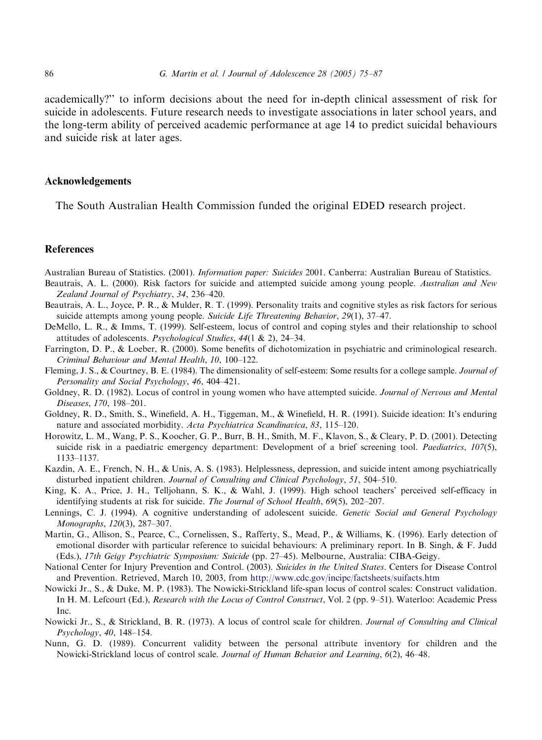academically?'' to inform decisions about the need for in-depth clinical assessment of risk for suicide in adolescents. Future research needs to investigate associations in later school years, and the long-term ability of perceived academic performance at age 14 to predict suicidal behaviours and suicide risk at later ages.

## Acknowledgements

The South Australian Health Commission funded the original EDED research project.

## References

Australian Bureau of Statistics. (2001). *Information paper: Suicides* 2001. Canberra: Australian Bureau of Statistics.

Beautrais, A. L. (2000). Risk factors for suicide and attempted suicide among young people. *Australian and New Zealand Journal of Psychiatry*, *34*, 236–420.

Beautrais, A. L., Joyce, P. R., & Mulder, R. T. (1999). Personality traits and cognitive styles as risk factors for serious suicide attempts among young people. *Suicide Life Threatening Behavior*, *29*(1), 37–47.

DeMello, L. R., & Imms, T. (1999). Self-esteem, locus of control and coping styles and their relationship to school attitudes of adolescents. *Psychological Studies*, *44*(1 & 2), 24–34.

Farrington, D. P., & Loeber, R. (2000). Some benefits of dichotomization in psychiatric and criminological research. *Criminal Behaviour and Mental Health*, *10*, 100–122.

Fleming, J. S., & Courtney, B. E. (1984). The dimensionality of self-esteem: Some results for a college sample. *Journal of Personality and Social Psychology*, *46*, 404–421.

Goldney, R. D. (1982). Locus of control in young women who have attempted suicide. *Journal of Nervous and Mental Diseases*, *170*, 198–201.

Goldney, R. D., Smith, S., Winefield, A. H., Tiggeman, M., & Winefield, H. R. (1991). Suicide ideation: It's enduring nature and associated morbidity. *Acta Psychiatrica Scandinavica*, *83*, 115–120.

Horowitz, L. M., Wang, P. S., Koocher, G. P., Burr, B. H., Smith, M. F., Klavon, S., & Cleary, P. D. (2001). Detecting suicide risk in a paediatric emergency department: Development of a brief screening tool. *Paediatrics*, *107*(5), 1133–1137.

Kazdin, A. E., French, N. H., & Unis, A. S. (1983). Helplessness, depression, and suicide intent among psychiatrically disturbed inpatient children. *Journal of Consulting and Clinical Psychology*, *51*, 504–510.

King, K. A., Price, J. H., Telljohann, S. K., & Wahl, J. (1999). High school teachers' perceived self-efficacy in identifying students at risk for suicide. *The Journal of School Health*, *69*(5), 202–207.

Lennings, C. J. (1994). A cognitive understanding of adolescent suicide. *Genetic Social and General Psychology Monographs*, *120*(3), 287–307.

Martin, G., Allison, S., Pearce, C., Cornelissen, S., Rafferty, S., Mead, P., & Williams, K. (1996). Early detection of emotional disorder with particular reference to suicidal behaviours: A preliminary report. In B. Singh, & F. Judd (Eds.), *17th Geigy Psychiatric Symposium: Suicide* (pp. 27–45). Melbourne, Australia: CIBA-Geigy.

National Center for Injury Prevention and Control. (2003). *Suicides in the United States*. Centers for Disease Control and Prevention. Retrieved, March 10, 2003, from http://www.cdc.gov/incipc/factsheets/suifacts.htm

Nowicki Jr., S., & Duke, M. P. (1983). The Nowicki-Strickland life-span locus of control scales: Construct validation. In H. M. Lefcourt (Ed.), *Research with the Locus of Control Construct*, Vol. 2 (pp. 9–51). Waterloo: Academic Press Inc.

Nowicki Jr., S., & Strickland, B. R. (1973). A locus of control scale for children. *Journal of Consulting and Clinical Psychology*, *40*, 148–154.

Nunn, G. D. (1989). Concurrent validity between the personal attribute inventory for children and the Nowicki-Strickland locus of control scale. *Journal of Human Behavior and Learning*, *6*(2), 46–48.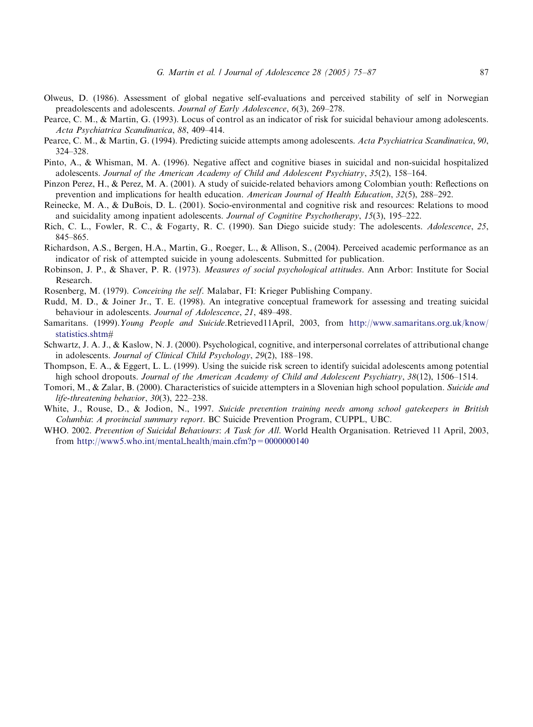Olweus, D. (1986). Assessment of global negative self-evaluations and perceived stability of self in Norwegian preadolescents and adolescents. *Journal of Early Adolescence*, *6*(3), 269–278.

Pearce, C. M., & Martin, G. (1993). Locus of control as an indicator of risk for suicidal behaviour among adolescents. *Acta Psychiatrica Scandinavica*, *88*, 409–414.

Pearce, C. M., & Martin, G. (1994). Predicting suicide attempts among adolescents. *Acta Psychiatrica Scandinavica*, *90*, 324–328.

Pinto, A., & Whisman, M. A. (1996). Negative affect and cognitive biases in suicidal and non-suicidal hospitalized adolescents. *Journal of the American Academy of Child and Adolescent Psychiatry*, *35*(2), 158–164.

Pinzon Perez, H., & Perez, M. A. (2001). A study of suicide-related behaviors among Colombian youth: Reflections on prevention and implications for health education. *American Journal of Health Education*, *32*(5), 288–292.

Reinecke, M. A., & DuBois, D. L. (2001). Socio-environmental and cognitive risk and resources: Relations to mood and suicidality among inpatient adolescents. *Journal of Cognitive Psychotherapy*, *15*(3), 195–222.

Rich, C. L., Fowler, R. C., & Fogarty, R. C. (1990). San Diego suicide study: The adolescents. *Adolescence*, *25*, 845–865.

Richardson, A.S., Bergen, H.A., Martin, G., Roeger, L., & Allison, S., (2004). Perceived academic performance as an indicator of risk of attempted suicide in young adolescents. Submitted for publication.

Robinson, J. P., & Shaver, P. R. (1973). *Measures of social psychological attitudes*. Ann Arbor: Institute for Social Research.

Rosenberg, M. (1979). *Conceiving the self*. Malabar, FI: Krieger Publishing Company.

Rudd, M. D., & Joiner Jr., T. E. (1998). An integrative conceptual framework for assessing and treating suicidal behaviour in adolescents. *Journal of Adolescence*, *21*, 489–498.

Samaritans. (1999).*Young People and Suicide*.Retrieved11April, 2003, from http://www.samaritans.org.uk/know/statistics.shtm#

Schwartz, J. A. J., & Kaslow, N. J. (2000). Psychological, cognitive, and interpersonal correlates of attributional change in adolescents. *Journal of Clinical Child Psychology*, *29*(2), 188–198.

Thompson, E. A., & Eggert, L. L. (1999). Using the suicide risk screen to identify suicidal adolescents among potential high school dropouts. *Journal of the American Academy of Child and Adolescent Psychiatry*, *38*(12), 1506–1514.

Tomori, M., & Zalar, B. (2000). Characteristics of suicide attempters in a Slovenian high school population. *Suicide and life-threatening behavior*, *30*(3), 222–238.

White, J., Rouse, D., & Jodion, N., 1997. *Suicide prevention training needs among school gatekeepers in British Columbia*: *A provincial summary report*. BC Suicide Prevention Program, CUPPL, UBC.

WHO. 2002. *Prevention of Suicidal Behaviours*: *A Task for All*. World Health Organisation. Retrieved 11 April, 2003, from http://www5.who.int/mental_health/main.cfm?p=0000000140